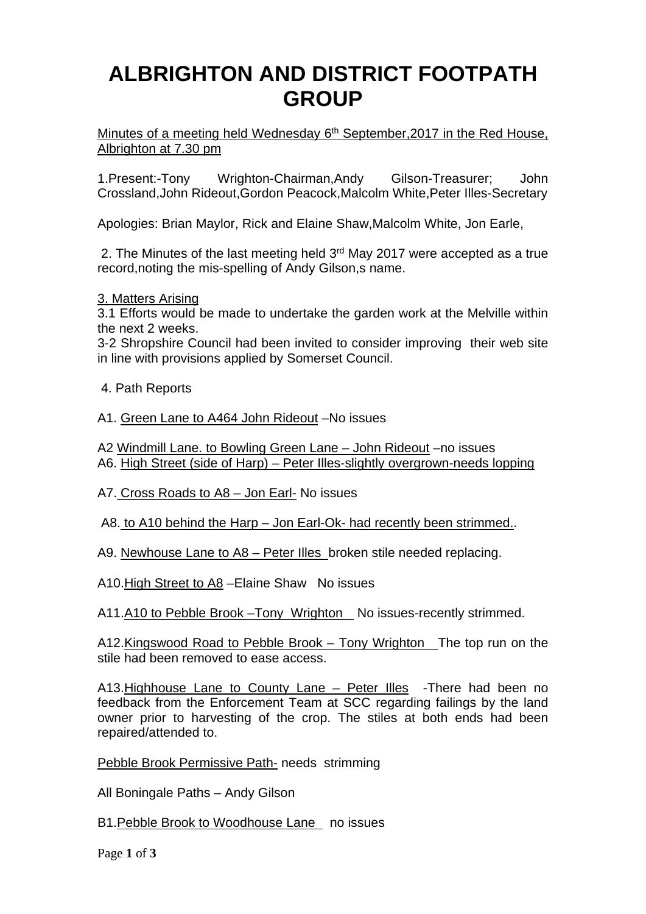# ALBRIGHTON AND DISTRICT FOOTPATH GROUP

Minutes of a meeting held Wednesday 6th September,2017 in the Red House, Albrighton at 7.30 pm

1.Present:-Tony Wrighton-Chairman,Andy Gilson-Treasurer; John Crossland,John Rideout,Gordon Peacock,Malcolm White,Peter Illes-Secretary

Apologies: Brian Maylor, Rick and Elaine Shaw,Malcolm White, Jon Earle,

2. The Minutes of the last meeting held 3rd May 2017 were accepted as a true record,noting the mis-spelling of Andy Gilson,s name.

3. Matters Arising

3.1 Efforts would be made to undertake the garden work at the Melville within the next 2 weeks.

3-2 Shropshire Council had been invited to consider improving their web site in line with provisions applied by Somerset Council.

4. Path Reports

A1. Green Lane to A464 John Rideout –No issues

A2 Windmill Lane. to Bowling Green Lane – John Rideout –no issues

A6. High Street (side of Harp) – Peter Illes-slightly overgrown-needs lopping

A7. Cross Roads to A8 – Jon Earl- No issues

A8. to A10 behind the Harp – Jon Earl-Ok- had recently been strimmed..

A9. Newhouse Lane to A8 – Peter Illes broken stile needed replacing.

A10.High Street to A8 –Elaine Shaw No issues

A11.A10 to Pebble Brook –Tony Wrighton No issues-recently strimmed.

A12.Kingswood Road to Pebble Brook – Tony Wrighton The top run on the stile had been removed to ease access.

A13.Highhouse Lane to County Lane – Peter Illes -There had been no feedback from the Enforcement Team at SCC regarding failings by the land owner prior to harvesting of the crop. The stiles at both ends had been repaired/attended to.

Pebble Brook Permissive Path- needs strimming

All Boningale Paths – Andy Gilson

B1.Pebble Brook to Woodhouse Lane no issues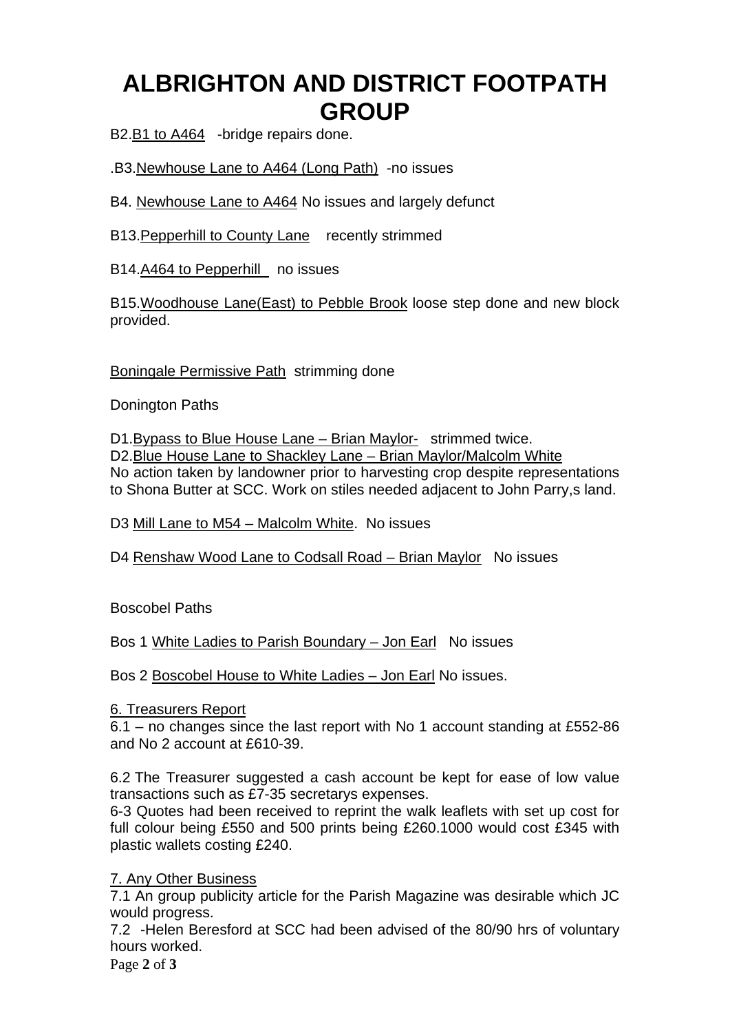# ALBRIGHTON AND DISTRICT FOOTPATH GROUP

B2.B1 to A464 -bridge repairs done.

.B3.Newhouse Lane to A464 (Long Path) -no issues

B4. Newhouse Lane to A464 No issues and largely defunct

B13.Pepperhill to County Lane recently strimmed

B14.A464 to Pepperhill no issues

B15.Woodhouse Lane(East) to Pebble Brook loose step done and new block provided.

Boningale Permissive Path strimming done

Donington Paths

D1.Bypass to Blue House Lane – Brian Maylor- strimmed twice.
D2.Blue House Lane to Shackley Lane – Brian Maylor/Malcolm White
No action taken by landowner prior to harvesting crop despite representations to Shona Butter at SCC. Work on stiles needed adjacent to John Parry,s land.

D3 Mill Lane to M54 – Malcolm White. No issues

D4 Renshaw Wood Lane to Codsall Road – Brian Maylor No issues

Boscobel Paths

Bos 1 White Ladies to Parish Boundary – Jon Earl No issues

Bos 2 Boscobel House to White Ladies – Jon Earl No issues.

6. Treasurers Report
6.1 – no changes since the last report with No 1 account standing at £552-86 and No 2 account at £610-39.

6.2 The Treasurer suggested a cash account be kept for ease of low value transactions such as £7-35 secretarys expenses.
6-3 Quotes had been received to reprint the walk leaflets with set up cost for full colour being £550 and 500 prints being £260.1000 would cost £345 with plastic wallets costing £240.

7. Any Other Business
7.1 An group publicity article for the Parish Magazine was desirable which JC would progress.
7.2 -Helen Beresford at SCC had been advised of the 80/90 hrs of voluntary hours worked.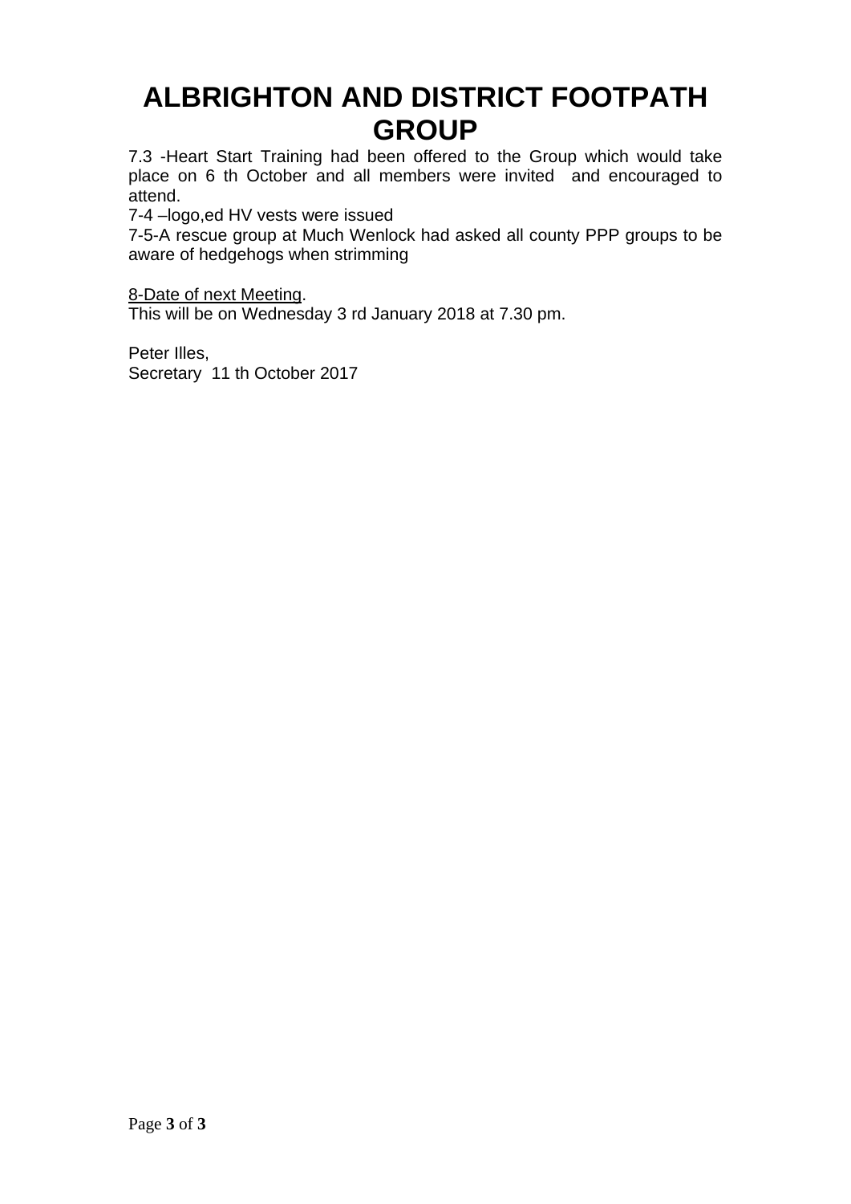# ALBRIGHTON AND DISTRICT FOOTPATH GROUP

7.3 -Heart Start Training had been offered to the Group which would take place on 6 th October and all members were invited and encouraged to attend.

7-4 –logo,ed HV vests were issued

7-5-A rescue group at Much Wenlock had asked all county PPP groups to be aware of hedgehogs when strimming

<u>8-Date of next Meeting</u>.

This will be on Wednesday 3 rd January 2018 at 7.30 pm.

Peter Illes,
Secretary 11 th October 2017